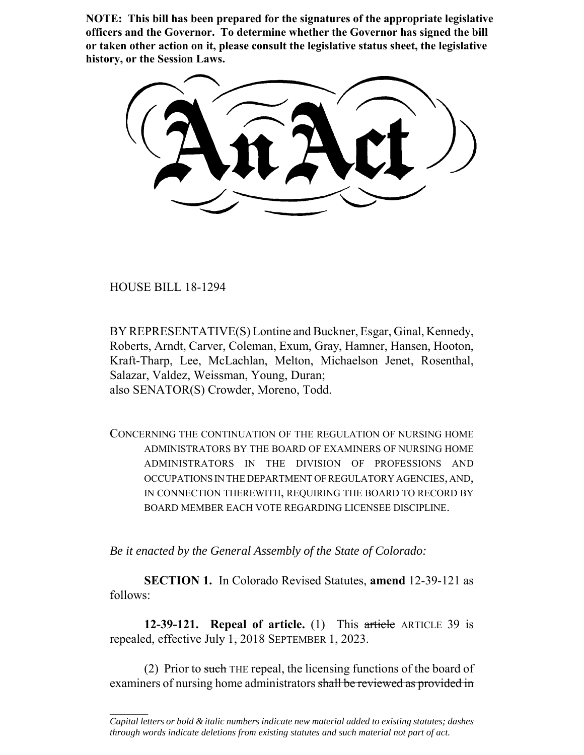**NOTE: This bill has been prepared for the signatures of the appropriate legislative officers and the Governor. To determine whether the Governor has signed the bill or taken other action on it, please consult the legislative status sheet, the legislative history, or the Session Laws.**

# An Act

HOUSE BILL 18-1294

BY REPRESENTATIVE(S) Lontine and Buckner, Esgar, Ginal, Kennedy, Roberts, Arndt, Carver, Coleman, Exum, Gray, Hamner, Hansen, Hooton, Kraft-Tharp, Lee, McLachlan, Melton, Michaelson Jenet, Rosenthal, Salazar, Valdez, Weissman, Young, Duran;
also SENATOR(S) Crowder, Moreno, Todd.

CONCERNING THE CONTINUATION OF THE REGULATION OF NURSING HOME ADMINISTRATORS BY THE BOARD OF EXAMINERS OF NURSING HOME ADMINISTRATORS IN THE DIVISION OF PROFESSIONS AND OCCUPATIONS IN THE DEPARTMENT OF REGULATORY AGENCIES, AND, IN CONNECTION THEREWITH, REQUIRING THE BOARD TO RECORD BY BOARD MEMBER EACH VOTE REGARDING LICENSEE DISCIPLINE.

*Be it enacted by the General Assembly of the State of Colorado:*

**SECTION 1.** In Colorado Revised Statutes, **amend** 12-39-121 as follows:

**12-39-121. Repeal of article.** (1) This ~~article~~ ARTICLE 39 is repealed, effective ~~July 1, 2018~~ SEPTEMBER 1, 2023.

(2) Prior to ~~such~~ THE repeal, the licensing functions of the board of examiners of nursing home administrators ~~shall be reviewed as provided in~~

*Capital letters or bold & italic numbers indicate new material added to existing statutes; dashes through words indicate deletions from existing statutes and such material not part of act.*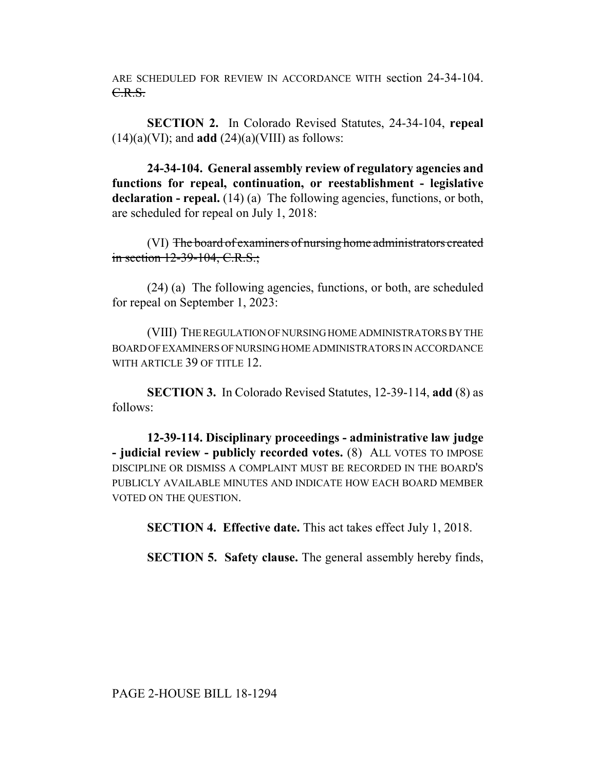ARE SCHEDULED FOR REVIEW IN ACCORDANCE WITH section 24-34-104. ~~C.R.S.~~

**SECTION 2.** In Colorado Revised Statutes, 24-34-104, **repeal** (14)(a)(VI); and **add** (24)(a)(VIII) as follows:

**24-34-104. General assembly review of regulatory agencies and functions for repeal, continuation, or reestablishment - legislative declaration - repeal.** (14) (a) The following agencies, functions, or both, are scheduled for repeal on July 1, 2018:

(VI) ~~The board of examiners of nursing home administrators created in section 12-39-104, C.R.S.;~~

(24) (a) The following agencies, functions, or both, are scheduled for repeal on September 1, 2023:

(VIII) THE REGULATION OF NURSING HOME ADMINISTRATORS BY THE BOARD OF EXAMINERS OF NURSING HOME ADMINISTRATORS IN ACCORDANCE WITH ARTICLE 39 OF TITLE 12.

**SECTION 3.** In Colorado Revised Statutes, 12-39-114, **add** (8) as follows:

**12-39-114. Disciplinary proceedings - administrative law judge - judicial review - publicly recorded votes.** (8) ALL VOTES TO IMPOSE DISCIPLINE OR DISMISS A COMPLAINT MUST BE RECORDED IN THE BOARD'S PUBLICLY AVAILABLE MINUTES AND INDICATE HOW EACH BOARD MEMBER VOTED ON THE QUESTION.

**SECTION 4. Effective date.** This act takes effect July 1, 2018.

**SECTION 5. Safety clause.** The general assembly hereby finds,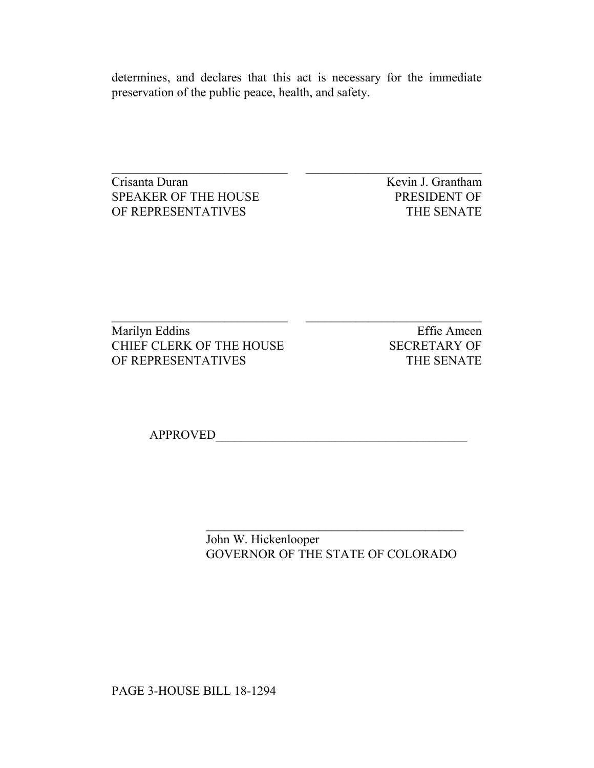determines, and declares that this act is necessary for the immediate preservation of the public peace, health, and safety.

____________________________ ____________________________

Crisanta Duran
SPEAKER OF THE HOUSE
OF REPRESENTATIVES

Kevin J. Grantham
PRESIDENT OF
THE SENATE

____________________________ ____________________________

Marilyn Eddins
CHIEF CLERK OF THE HOUSE
OF REPRESENTATIVES

Effie Ameen
SECRETARY OF
THE SENATE

APPROVED________________________________________

_________________________________________

John W. Hickenlooper
GOVERNOR OF THE STATE OF COLORADO

PAGE 3-HOUSE BILL 18-1294